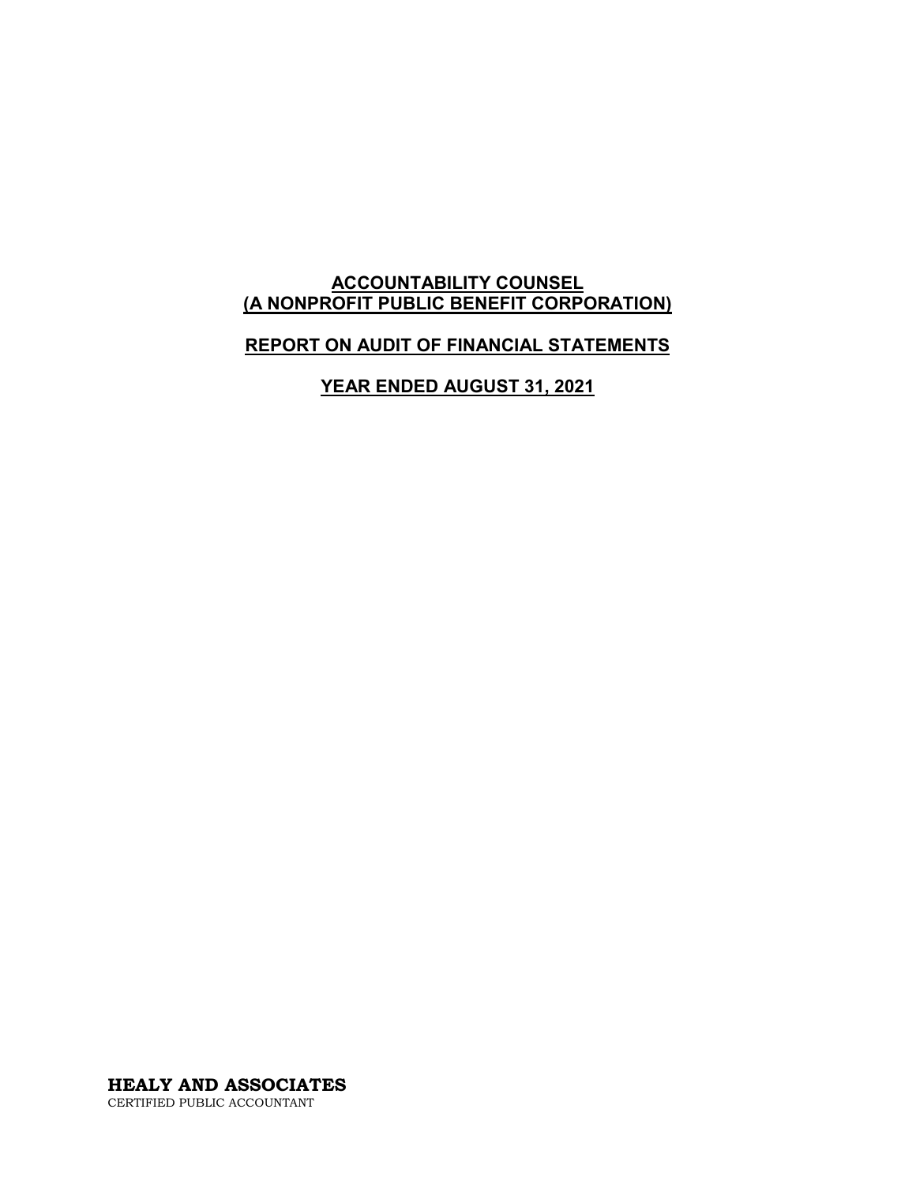# ACCOUNTABILITY COUNSEL
# (A NONPROFIT PUBLIC BENEFIT CORPORATION)

## REPORT ON AUDIT OF FINANCIAL STATEMENTS

## YEAR ENDED AUGUST 31, 2021

**HEALY AND ASSOCIATES**
CERTIFIED PUBLIC ACCOUNTANT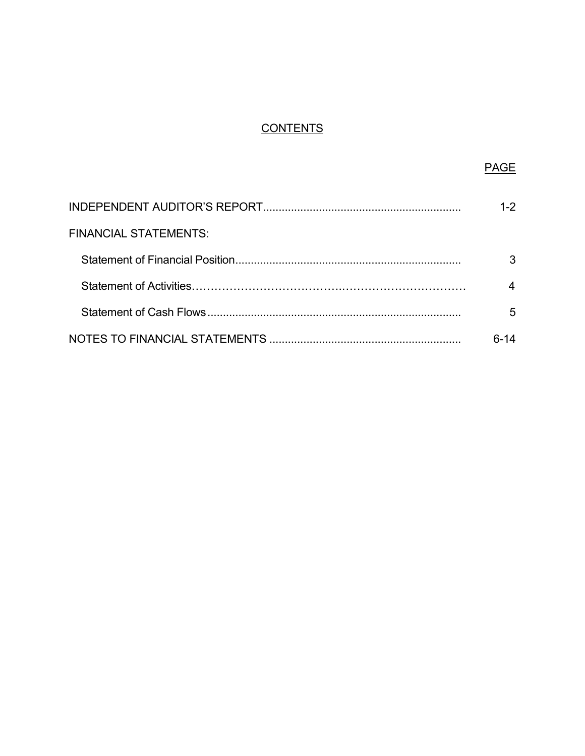# CONTENTS

| | PAGE |
|---|---|
| INDEPENDENT AUDITOR'S REPORT | 1-2 |
| FINANCIAL STATEMENTS: | |
| Statement of Financial Position | 3 |
| Statement of Activities | 4 |
| Statement of Cash Flows | 5 |
| NOTES TO FINANCIAL STATEMENTS | 6-14 |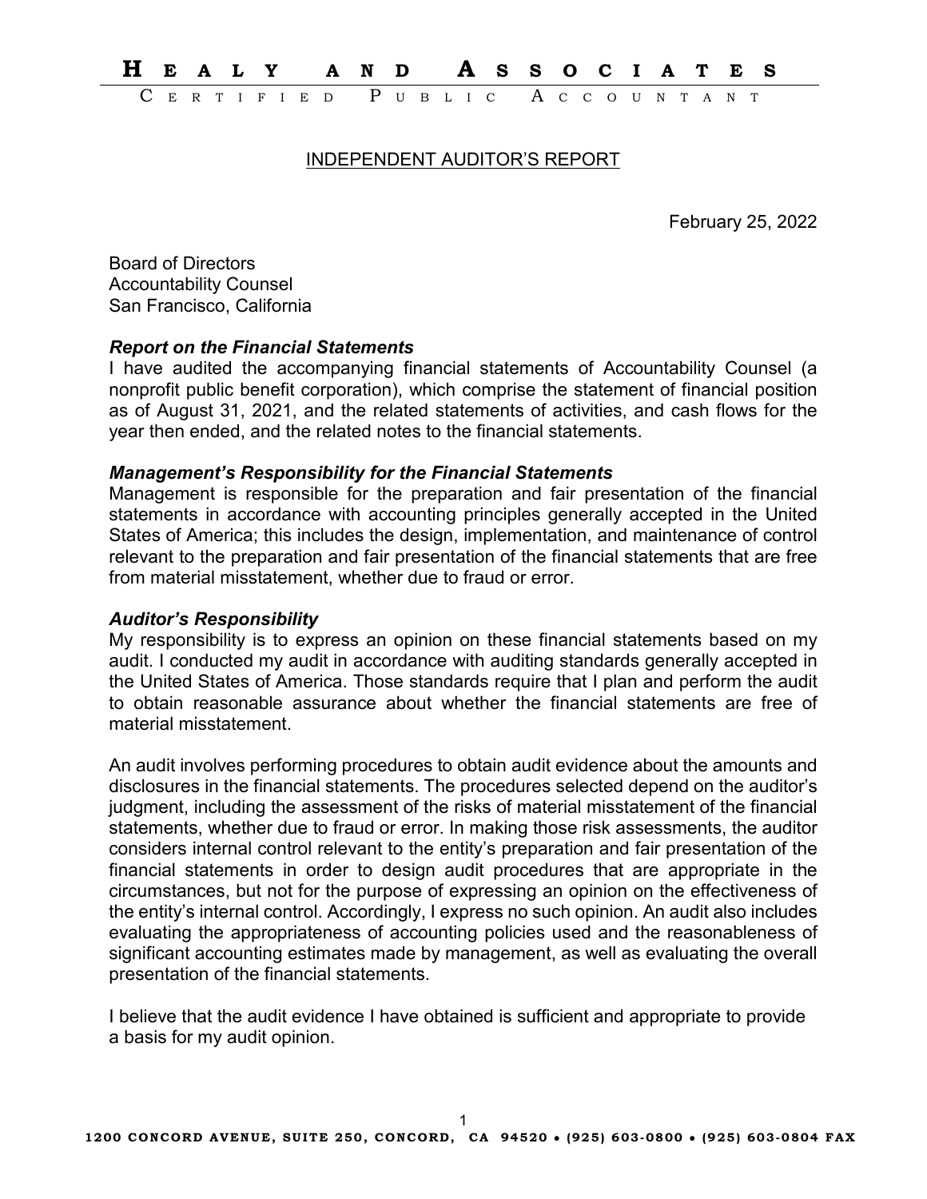# HEALY AND ASSOCIATES

CERTIFIED PUBLIC ACCOUNTANT

## INDEPENDENT AUDITOR'S REPORT

February 25, 2022

Board of Directors
Accountability Counsel
San Francisco, California

***Report on the Financial Statements***

I have audited the accompanying financial statements of Accountability Counsel (a nonprofit public benefit corporation), which comprise the statement of financial position as of August 31, 2021, and the related statements of activities, and cash flows for the year then ended, and the related notes to the financial statements.

***Management's Responsibility for the Financial Statements***

Management is responsible for the preparation and fair presentation of the financial statements in accordance with accounting principles generally accepted in the United States of America; this includes the design, implementation, and maintenance of control relevant to the preparation and fair presentation of the financial statements that are free from material misstatement, whether due to fraud or error.

***Auditor's Responsibility***

My responsibility is to express an opinion on these financial statements based on my audit. I conducted my audit in accordance with auditing standards generally accepted in the United States of America. Those standards require that I plan and perform the audit to obtain reasonable assurance about whether the financial statements are free of material misstatement.

An audit involves performing procedures to obtain audit evidence about the amounts and disclosures in the financial statements. The procedures selected depend on the auditor's judgment, including the assessment of the risks of material misstatement of the financial statements, whether due to fraud or error. In making those risk assessments, the auditor considers internal control relevant to the entity's preparation and fair presentation of the financial statements in order to design audit procedures that are appropriate in the circumstances, but not for the purpose of expressing an opinion on the effectiveness of the entity's internal control. Accordingly, I express no such opinion. An audit also includes evaluating the appropriateness of accounting policies used and the reasonableness of significant accounting estimates made by management, as well as evaluating the overall presentation of the financial statements.

I believe that the audit evidence I have obtained is sufficient and appropriate to provide a basis for my audit opinion.

1200 CONCORD AVENUE, SUITE 250, CONCORD, CA 94520 • (925) 603-0800 • (925) 603-0804 FAX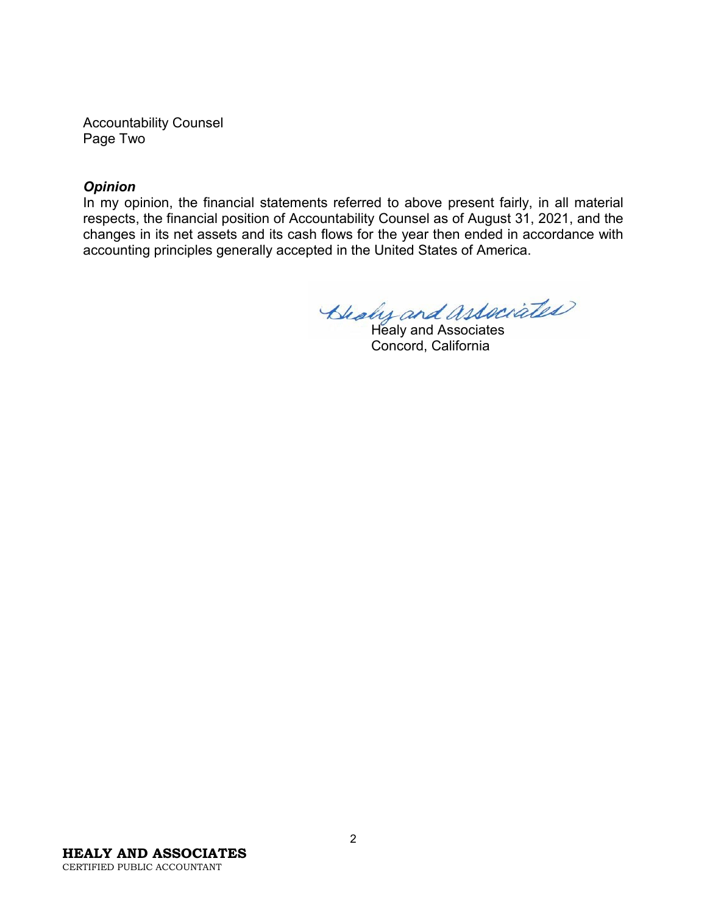Accountability Counsel
Page Two

***Opinion***
In my opinion, the financial statements referred to above present fairly, in all material respects, the financial position of Accountability Counsel as of August 31, 2021, and the changes in its net assets and its cash flows for the year then ended in accordance with accounting principles generally accepted in the United States of America.

Healy and Associates
Concord, California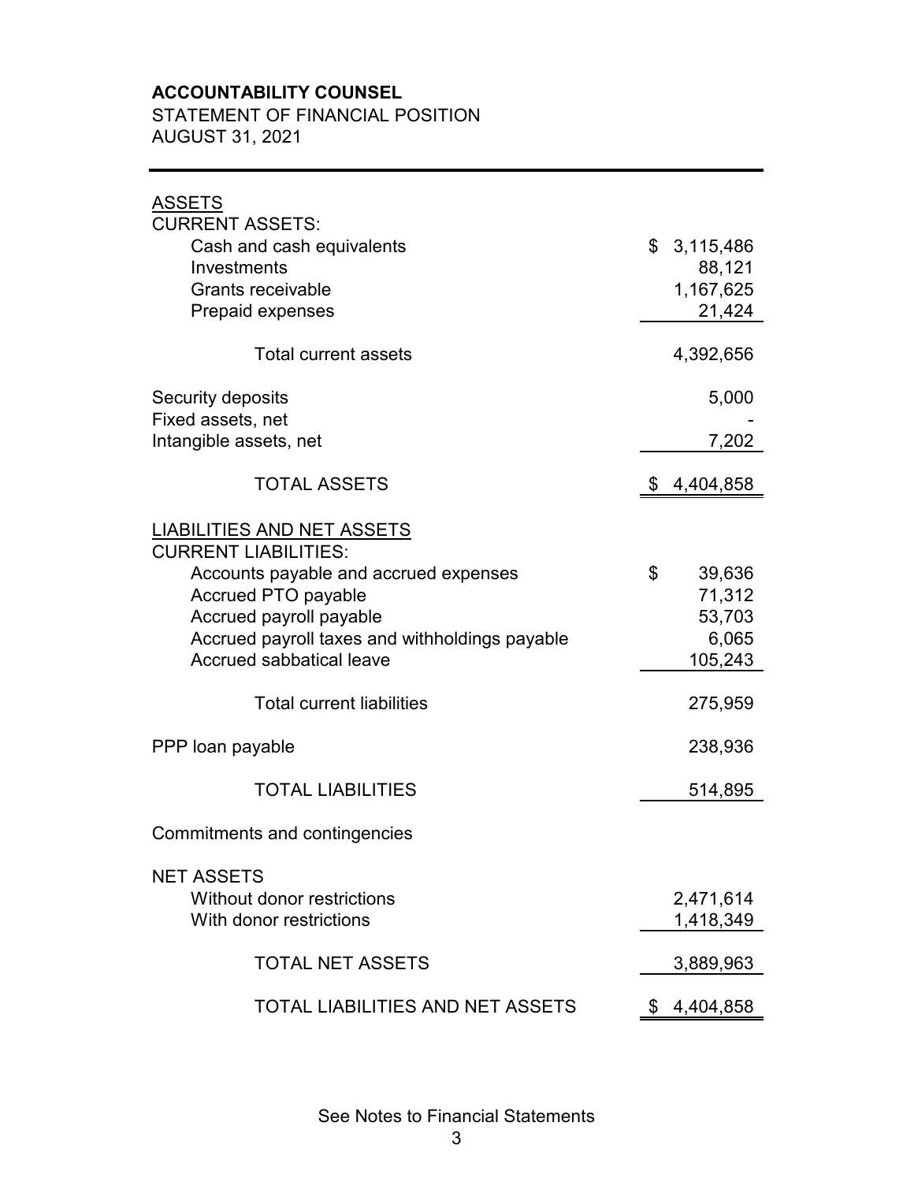**ACCOUNTABILITY COUNSEL**

STATEMENT OF FINANCIAL POSITION

AUGUST 31, 2021

| | |
|---|---|
| ASSETS | |
| CURRENT ASSETS: | |
| Cash and cash equivalents | $ 3,115,486 |
| Investments | 88,121 |
| Grants receivable | 1,167,625 |
| Prepaid expenses | 21,424 |
| Total current assets | 4,392,656 |
| Security deposits | 5,000 |
| Fixed assets, net | - |
| Intangible assets, net | 7,202 |
| TOTAL ASSETS | $ 4,404,858 |
| LIABILITIES AND NET ASSETS | |
| CURRENT LIABILITIES: | |
| Accounts payable and accrued expenses | $ 39,636 |
| Accrued PTO payable | 71,312 |
| Accrued payroll payable | 53,703 |
| Accrued payroll taxes and withholdings payable | 6,065 |
| Accrued sabbatical leave | 105,243 |
| Total current liabilities | 275,959 |
| PPP loan payable | 238,936 |
| TOTAL LIABILITIES | 514,895 |
| Commitments and contingencies | |
| NET ASSETS | |
| Without donor restrictions | 2,471,614 |
| With donor restrictions | 1,418,349 |
| TOTAL NET ASSETS | 3,889,963 |
| TOTAL LIABILITIES AND NET ASSETS | $ 4,404,858 |

See Notes to Financial Statements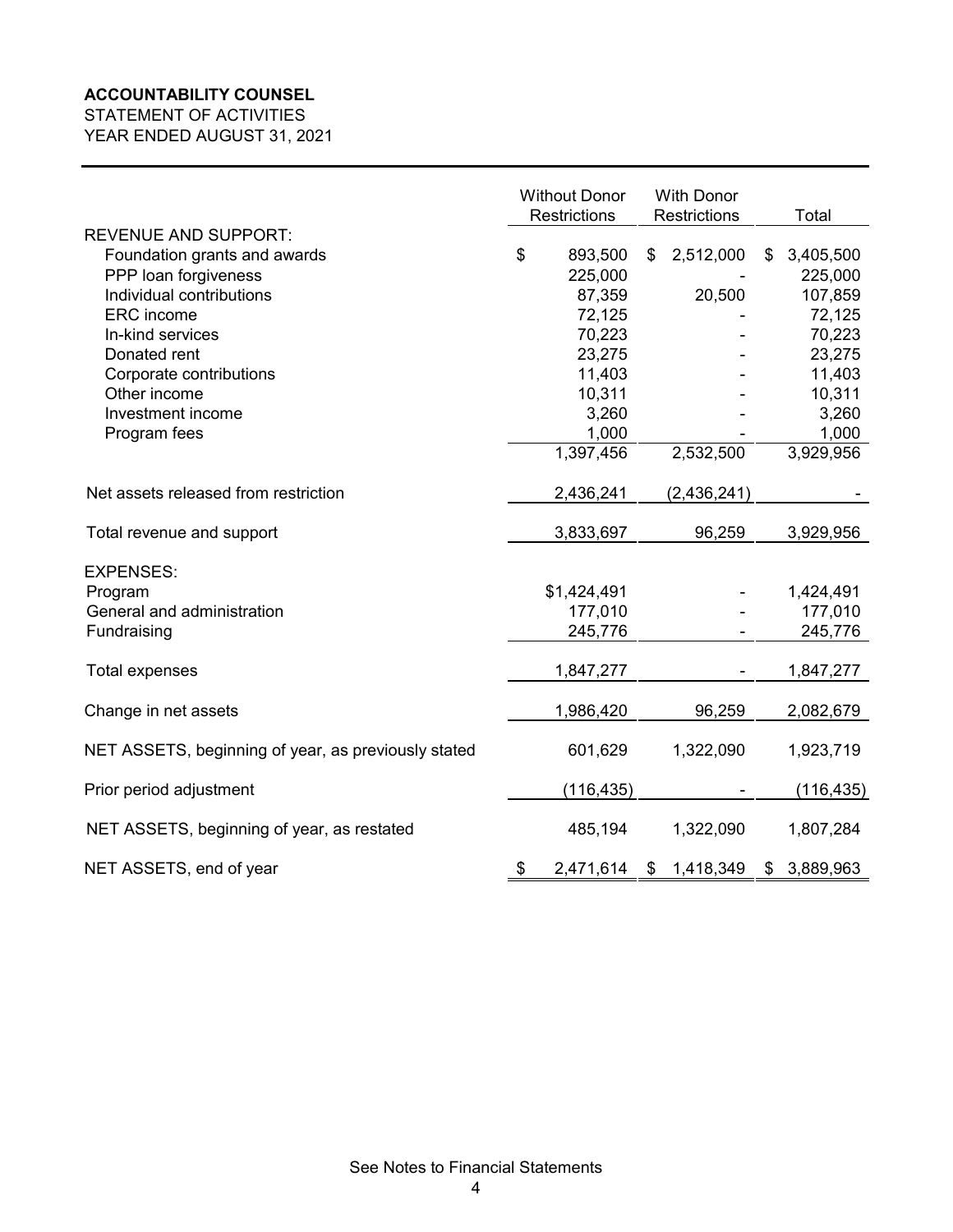**ACCOUNTABILITY COUNSEL**
STATEMENT OF ACTIVITIES
YEAR ENDED AUGUST 31, 2021

| | Without Donor Restrictions | With Donor Restrictions | Total |
|---|---|---|---|
| REVENUE AND SUPPORT: | | | |
| Foundation grants and awards | $ 893,500 | $ 2,512,000 | $ 3,405,500 |
| PPP loan forgiveness | 225,000 | - | 225,000 |
| Individual contributions | 87,359 | 20,500 | 107,859 |
| ERC income | 72,125 | - | 72,125 |
| In-kind services | 70,223 | - | 70,223 |
| Donated rent | 23,275 | - | 23,275 |
| Corporate contributions | 11,403 | - | 11,403 |
| Other income | 10,311 | - | 10,311 |
| Investment income | 3,260 | - | 3,260 |
| Program fees | 1,000 | - | 1,000 |
| | 1,397,456 | 2,532,500 | 3,929,956 |
| Net assets released from restriction | 2,436,241 | (2,436,241) | - |
| Total revenue and support | 3,833,697 | 96,259 | 3,929,956 |
| EXPENSES: | | | |
| Program | $1,424,491 | - | 1,424,491 |
| General and administration | 177,010 | - | 177,010 |
| Fundraising | 245,776 | - | 245,776 |
| Total expenses | 1,847,277 | - | 1,847,277 |
| Change in net assets | 1,986,420 | 96,259 | 2,082,679 |
| NET ASSETS, beginning of year, as previously stated | 601,629 | 1,322,090 | 1,923,719 |
| Prior period adjustment | (116,435) | - | (116,435) |
| NET ASSETS, beginning of year, as restated | 485,194 | 1,322,090 | 1,807,284 |
| NET ASSETS, end of year | $ 2,471,614 | $ 1,418,349 | $ 3,889,963 |

See Notes to Financial Statements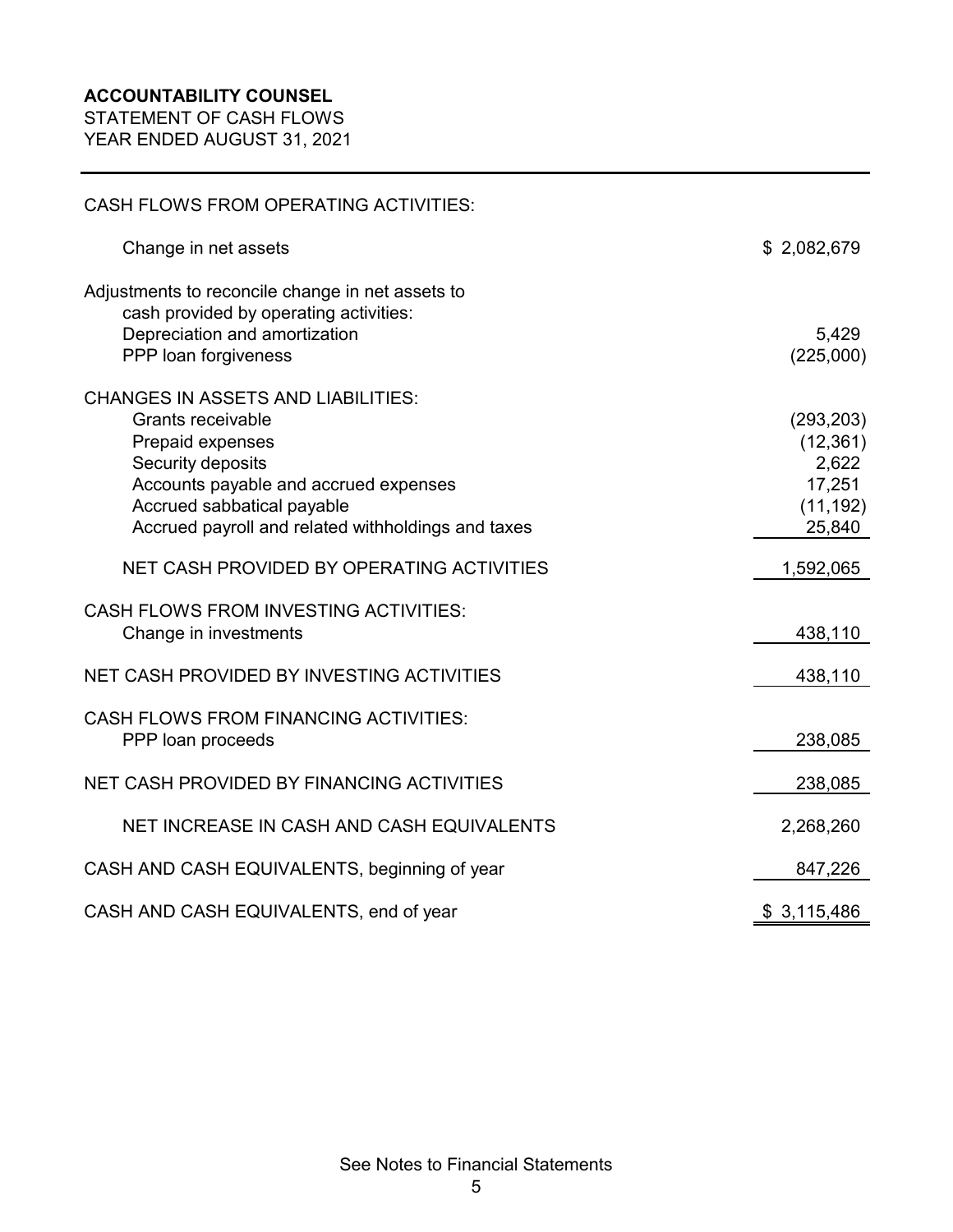**ACCOUNTABILITY COUNSEL**

STATEMENT OF CASH FLOWS

YEAR ENDED AUGUST 31, 2021

| | |
|---|---|
| CASH FLOWS FROM OPERATING ACTIVITIES: | |
| Change in net assets | $ 2,082,679 |
| Adjustments to reconcile change in net assets to cash provided by operating activities: | |
| Depreciation and amortization | 5,429 |
| PPP loan forgiveness | (225,000) |
| CHANGES IN ASSETS AND LIABILITIES: | |
| Grants receivable | (293,203) |
| Prepaid expenses | (12,361) |
| Security deposits | 2,622 |
| Accounts payable and accrued expenses | 17,251 |
| Accrued sabbatical payable | (11,192) |
| Accrued payroll and related withholdings and taxes | 25,840 |
| NET CASH PROVIDED BY OPERATING ACTIVITIES | 1,592,065 |
| CASH FLOWS FROM INVESTING ACTIVITIES: | |
| Change in investments | 438,110 |
| NET CASH PROVIDED BY INVESTING ACTIVITIES | 438,110 |
| CASH FLOWS FROM FINANCING ACTIVITIES: | |
| PPP loan proceeds | 238,085 |
| NET CASH PROVIDED BY FINANCING ACTIVITIES | 238,085 |
| NET INCREASE IN CASH AND CASH EQUIVALENTS | 2,268,260 |
| CASH AND CASH EQUIVALENTS, beginning of year | 847,226 |
| CASH AND CASH EQUIVALENTS, end of year | $ 3,115,486 |

See Notes to Financial Statements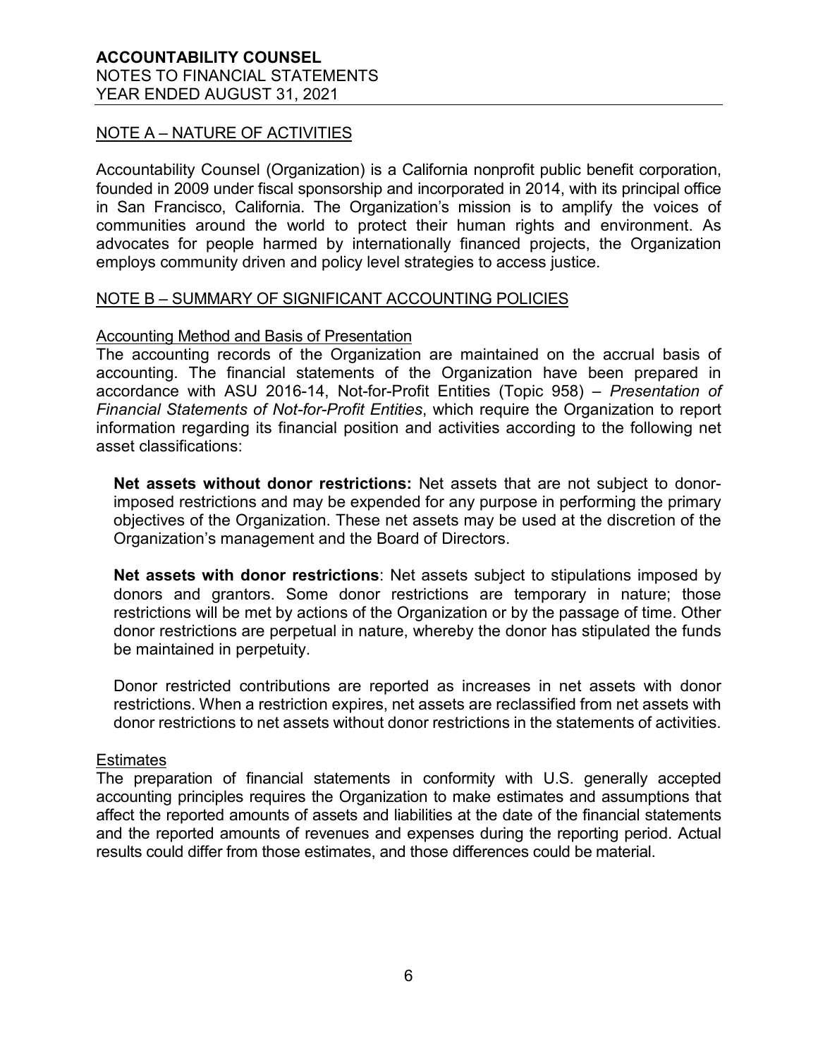## NOTE A – NATURE OF ACTIVITIES

Accountability Counsel (Organization) is a California nonprofit public benefit corporation, founded in 2009 under fiscal sponsorship and incorporated in 2014, with its principal office in San Francisco, California. The Organization's mission is to amplify the voices of communities around the world to protect their human rights and environment. As advocates for people harmed by internationally financed projects, the Organization employs community driven and policy level strategies to access justice.

## NOTE B – SUMMARY OF SIGNIFICANT ACCOUNTING POLICIES

### Accounting Method and Basis of Presentation

The accounting records of the Organization are maintained on the accrual basis of accounting. The financial statements of the Organization have been prepared in accordance with ASU 2016-14, Not-for-Profit Entities (Topic 958) – *Presentation of Financial Statements of Not-for-Profit Entities*, which require the Organization to report information regarding its financial position and activities according to the following net asset classifications:

**Net assets without donor restrictions:** Net assets that are not subject to donor-imposed restrictions and may be expended for any purpose in performing the primary objectives of the Organization. These net assets may be used at the discretion of the Organization's management and the Board of Directors.

**Net assets with donor restrictions**: Net assets subject to stipulations imposed by donors and grantors. Some donor restrictions are temporary in nature; those restrictions will be met by actions of the Organization or by the passage of time. Other donor restrictions are perpetual in nature, whereby the donor has stipulated the funds be maintained in perpetuity.

Donor restricted contributions are reported as increases in net assets with donor restrictions. When a restriction expires, net assets are reclassified from net assets with donor restrictions to net assets without donor restrictions in the statements of activities.

### Estimates

The preparation of financial statements in conformity with U.S. generally accepted accounting principles requires the Organization to make estimates and assumptions that affect the reported amounts of assets and liabilities at the date of the financial statements and the reported amounts of revenues and expenses during the reporting period. Actual results could differ from those estimates, and those differences could be material.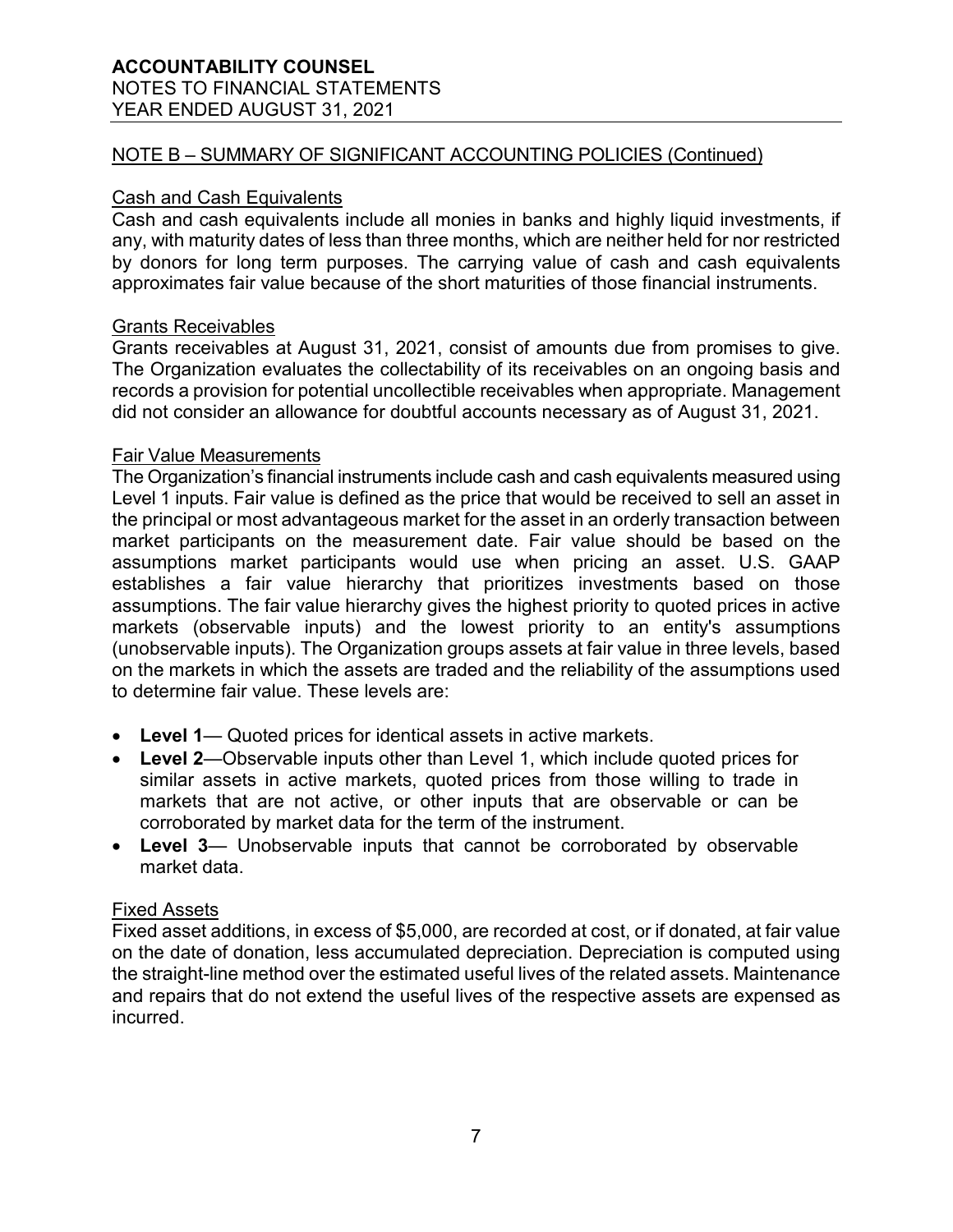## NOTE B – SUMMARY OF SIGNIFICANT ACCOUNTING POLICIES (Continued)

### Cash and Cash Equivalents

Cash and cash equivalents include all monies in banks and highly liquid investments, if any, with maturity dates of less than three months, which are neither held for nor restricted by donors for long term purposes. The carrying value of cash and cash equivalents approximates fair value because of the short maturities of those financial instruments.

### Grants Receivables

Grants receivables at August 31, 2021, consist of amounts due from promises to give. The Organization evaluates the collectability of its receivables on an ongoing basis and records a provision for potential uncollectible receivables when appropriate. Management did not consider an allowance for doubtful accounts necessary as of August 31, 2021.

### Fair Value Measurements

The Organization's financial instruments include cash and cash equivalents measured using Level 1 inputs. Fair value is defined as the price that would be received to sell an asset in the principal or most advantageous market for the asset in an orderly transaction between market participants on the measurement date. Fair value should be based on the assumptions market participants would use when pricing an asset. U.S. GAAP establishes a fair value hierarchy that prioritizes investments based on those assumptions. The fair value hierarchy gives the highest priority to quoted prices in active markets (observable inputs) and the lowest priority to an entity's assumptions (unobservable inputs). The Organization groups assets at fair value in three levels, based on the markets in which the assets are traded and the reliability of the assumptions used to determine fair value. These levels are:

- **Level 1**— Quoted prices for identical assets in active markets.
- **Level 2**—Observable inputs other than Level 1, which include quoted prices for similar assets in active markets, quoted prices from those willing to trade in markets that are not active, or other inputs that are observable or can be corroborated by market data for the term of the instrument.
- **Level 3**— Unobservable inputs that cannot be corroborated by observable market data.

### Fixed Assets

Fixed asset additions, in excess of $5,000, are recorded at cost, or if donated, at fair value on the date of donation, less accumulated depreciation. Depreciation is computed using the straight-line method over the estimated useful lives of the related assets. Maintenance and repairs that do not extend the useful lives of the respective assets are expensed as incurred.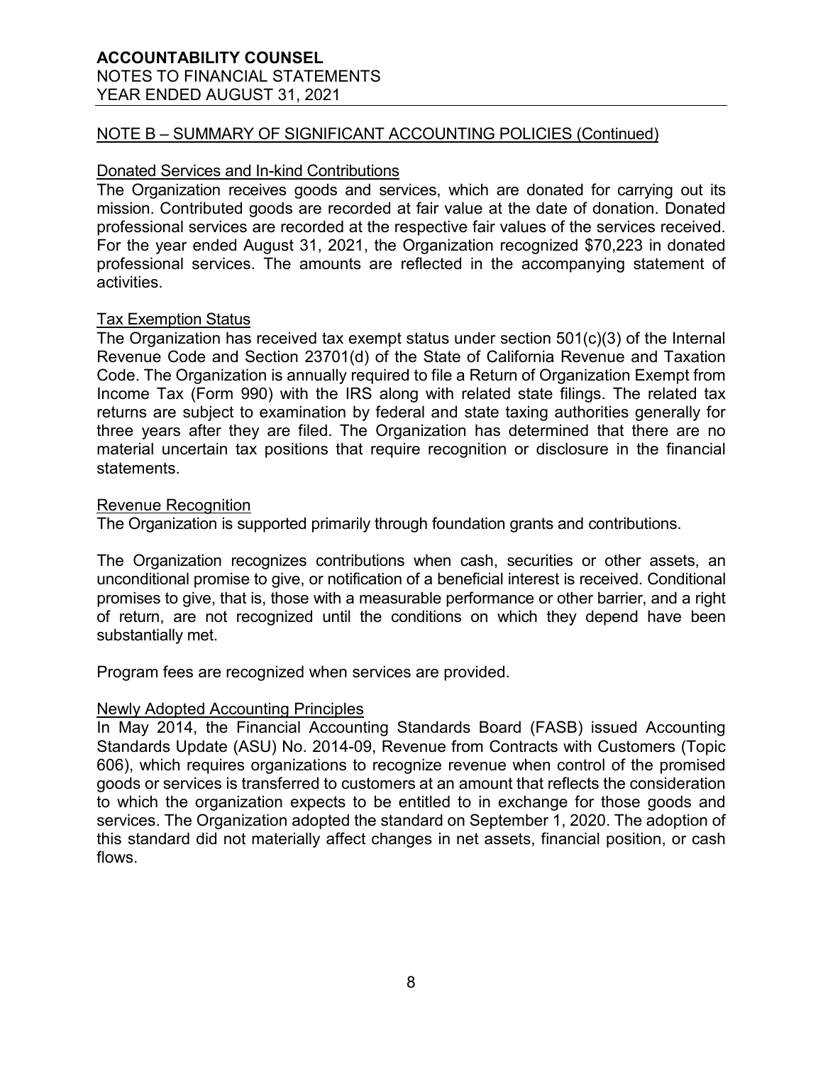## NOTE B – SUMMARY OF SIGNIFICANT ACCOUNTING POLICIES (Continued)

### Donated Services and In-kind Contributions

The Organization receives goods and services, which are donated for carrying out its mission. Contributed goods are recorded at fair value at the date of donation. Donated professional services are recorded at the respective fair values of the services received. For the year ended August 31, 2021, the Organization recognized $70,223 in donated professional services. The amounts are reflected in the accompanying statement of activities.

### Tax Exemption Status

The Organization has received tax exempt status under section 501(c)(3) of the Internal Revenue Code and Section 23701(d) of the State of California Revenue and Taxation Code. The Organization is annually required to file a Return of Organization Exempt from Income Tax (Form 990) with the IRS along with related state filings. The related tax returns are subject to examination by federal and state taxing authorities generally for three years after they are filed. The Organization has determined that there are no material uncertain tax positions that require recognition or disclosure in the financial statements.

### Revenue Recognition

The Organization is supported primarily through foundation grants and contributions.

The Organization recognizes contributions when cash, securities or other assets, an unconditional promise to give, or notification of a beneficial interest is received. Conditional promises to give, that is, those with a measurable performance or other barrier, and a right of return, are not recognized until the conditions on which they depend have been substantially met.

Program fees are recognized when services are provided.

### Newly Adopted Accounting Principles

In May 2014, the Financial Accounting Standards Board (FASB) issued Accounting Standards Update (ASU) No. 2014-09, Revenue from Contracts with Customers (Topic 606), which requires organizations to recognize revenue when control of the promised goods or services is transferred to customers at an amount that reflects the consideration to which the organization expects to be entitled to in exchange for those goods and services. The Organization adopted the standard on September 1, 2020. The adoption of this standard did not materially affect changes in net assets, financial position, or cash flows.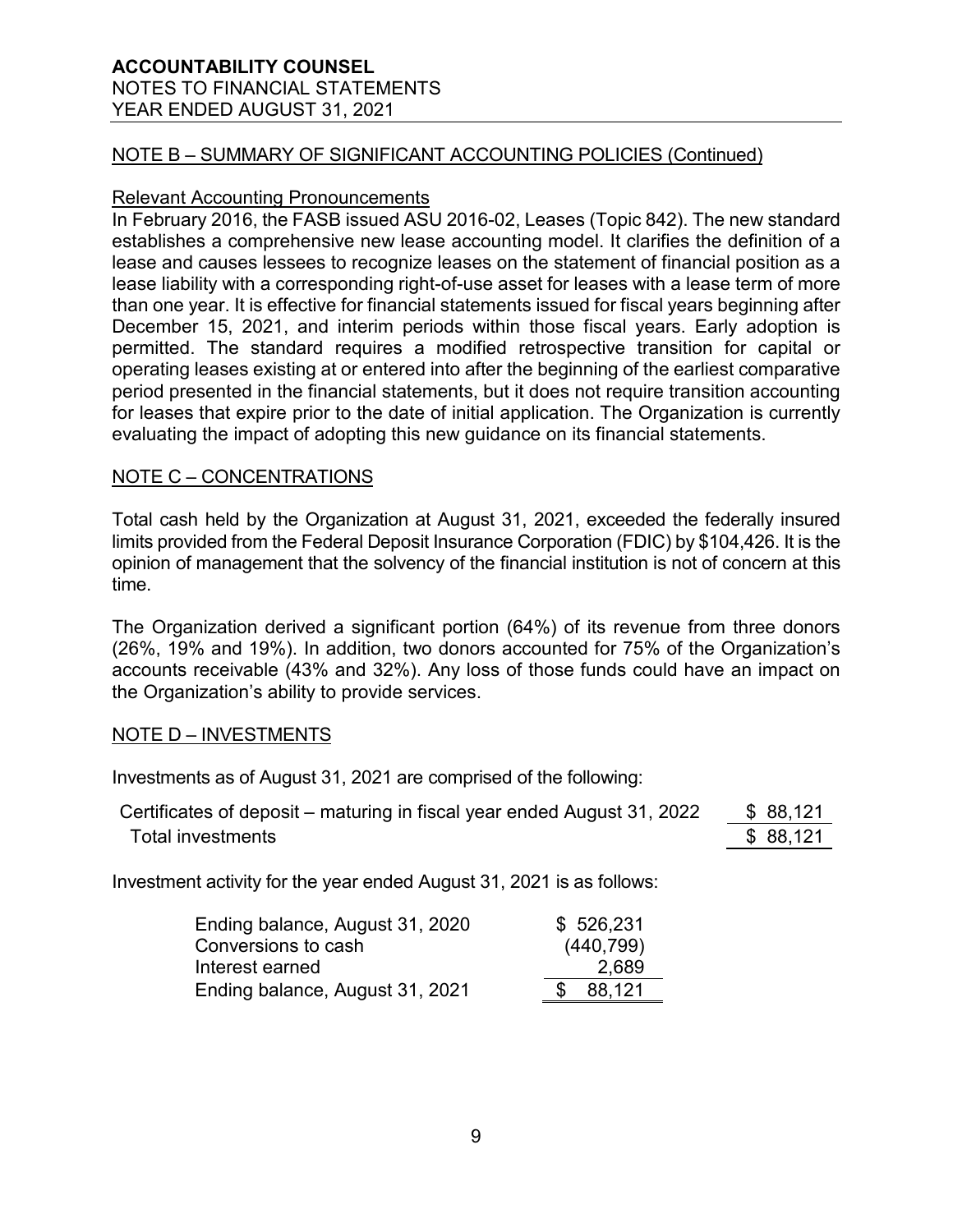ACCOUNTABILITY COUNSEL
NOTES TO FINANCIAL STATEMENTS
YEAR ENDED AUGUST 31, 2021

## NOTE B – SUMMARY OF SIGNIFICANT ACCOUNTING POLICIES (Continued)

### Relevant Accounting Pronouncements

In February 2016, the FASB issued ASU 2016-02, Leases (Topic 842). The new standard establishes a comprehensive new lease accounting model. It clarifies the definition of a lease and causes lessees to recognize leases on the statement of financial position as a lease liability with a corresponding right-of-use asset for leases with a lease term of more than one year. It is effective for financial statements issued for fiscal years beginning after December 15, 2021, and interim periods within those fiscal years. Early adoption is permitted. The standard requires a modified retrospective transition for capital or operating leases existing at or entered into after the beginning of the earliest comparative period presented in the financial statements, but it does not require transition accounting for leases that expire prior to the date of initial application. The Organization is currently evaluating the impact of adopting this new guidance on its financial statements.

## NOTE C – CONCENTRATIONS

Total cash held by the Organization at August 31, 2021, exceeded the federally insured limits provided from the Federal Deposit Insurance Corporation (FDIC) by $104,426. It is the opinion of management that the solvency of the financial institution is not of concern at this time.

The Organization derived a significant portion (64%) of its revenue from three donors (26%, 19% and 19%). In addition, two donors accounted for 75% of the Organization's accounts receivable (43% and 32%). Any loss of those funds could have an impact on the Organization's ability to provide services.

## NOTE D – INVESTMENTS

Investments as of August 31, 2021 are comprised of the following:

| | |
|---|---|
| Certificates of deposit – maturing in fiscal year ended August 31, 2022 | $ 88,121 |
| Total investments | $ 88,121 |

Investment activity for the year ended August 31, 2021 is as follows:

| | |
|---|---|
| Ending balance, August 31, 2020 | $ 526,231 |
| Conversions to cash | (440,799) |
| Interest earned | 2,689 |
| Ending balance, August 31, 2021 | $ 88,121 |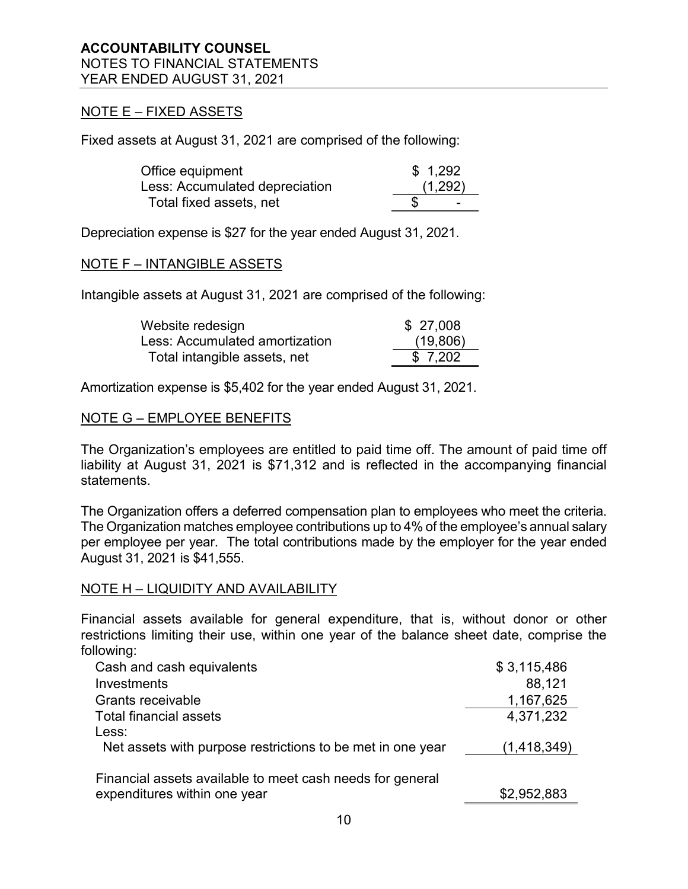# ACCOUNTABILITY COUNSEL

NOTES TO FINANCIAL STATEMENTS
YEAR ENDED AUGUST 31, 2021

## NOTE E – FIXED ASSETS

Fixed assets at August 31, 2021 are comprised of the following:

| | |
|---|---|
| Office equipment | $ 1,292 |
| Less: Accumulated depreciation | (1,292) |
| Total fixed assets, net | $ - |

Depreciation expense is $27 for the year ended August 31, 2021.

## NOTE F – INTANGIBLE ASSETS

Intangible assets at August 31, 2021 are comprised of the following:

| | |
|---|---|
| Website redesign | $ 27,008 |
| Less: Accumulated amortization | (19,806) |
| Total intangible assets, net | $ 7,202 |

Amortization expense is $5,402 for the year ended August 31, 2021.

## NOTE G – EMPLOYEE BENEFITS

The Organization's employees are entitled to paid time off. The amount of paid time off liability at August 31, 2021 is $71,312 and is reflected in the accompanying financial statements.

The Organization offers a deferred compensation plan to employees who meet the criteria. The Organization matches employee contributions up to 4% of the employee's annual salary per employee per year. The total contributions made by the employer for the year ended August 31, 2021 is $41,555.

## NOTE H – LIQUIDITY AND AVAILABILITY

Financial assets available for general expenditure, that is, without donor or other restrictions limiting their use, within one year of the balance sheet date, comprise the following:

| | |
|---|---|
| Cash and cash equivalents | $ 3,115,486 |
| Investments | 88,121 |
| Grants receivable | 1,167,625 |
| Total financial assets | 4,371,232 |
| Less: | |
| Net assets with purpose restrictions to be met in one year | (1,418,349) |
| Financial assets available to meet cash needs for general expenditures within one year | $2,952,883 |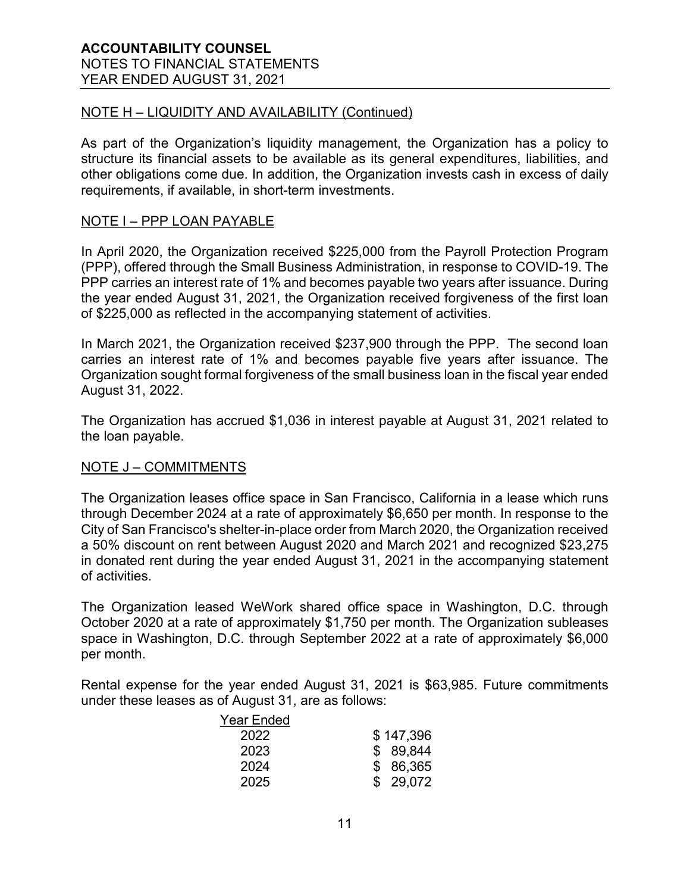## NOTE H – LIQUIDITY AND AVAILABILITY (Continued)

As part of the Organization's liquidity management, the Organization has a policy to structure its financial assets to be available as its general expenditures, liabilities, and other obligations come due. In addition, the Organization invests cash in excess of daily requirements, if available, in short-term investments.

## NOTE I – PPP LOAN PAYABLE

In April 2020, the Organization received $225,000 from the Payroll Protection Program (PPP), offered through the Small Business Administration, in response to COVID-19. The PPP carries an interest rate of 1% and becomes payable two years after issuance. During the year ended August 31, 2021, the Organization received forgiveness of the first loan of $225,000 as reflected in the accompanying statement of activities.

In March 2021, the Organization received $237,900 through the PPP. The second loan carries an interest rate of 1% and becomes payable five years after issuance. The Organization sought formal forgiveness of the small business loan in the fiscal year ended August 31, 2022.

The Organization has accrued $1,036 in interest payable at August 31, 2021 related to the loan payable.

## NOTE J – COMMITMENTS

The Organization leases office space in San Francisco, California in a lease which runs through December 2024 at a rate of approximately $6,650 per month. In response to the City of San Francisco's shelter-in-place order from March 2020, the Organization received a 50% discount on rent between August 2020 and March 2021 and recognized $23,275 in donated rent during the year ended August 31, 2021 in the accompanying statement of activities.

The Organization leased WeWork shared office space in Washington, D.C. through October 2020 at a rate of approximately $1,750 per month. The Organization subleases space in Washington, D.C. through September 2022 at a rate of approximately $6,000 per month.

Rental expense for the year ended August 31, 2021 is $63,985. Future commitments under these leases as of August 31, are as follows:

| Year Ended | |
|---|---|
| 2022 | $ 147,396 |
| 2023 | $ 89,844 |
| 2024 | $ 86,365 |
| 2025 | $ 29,072 |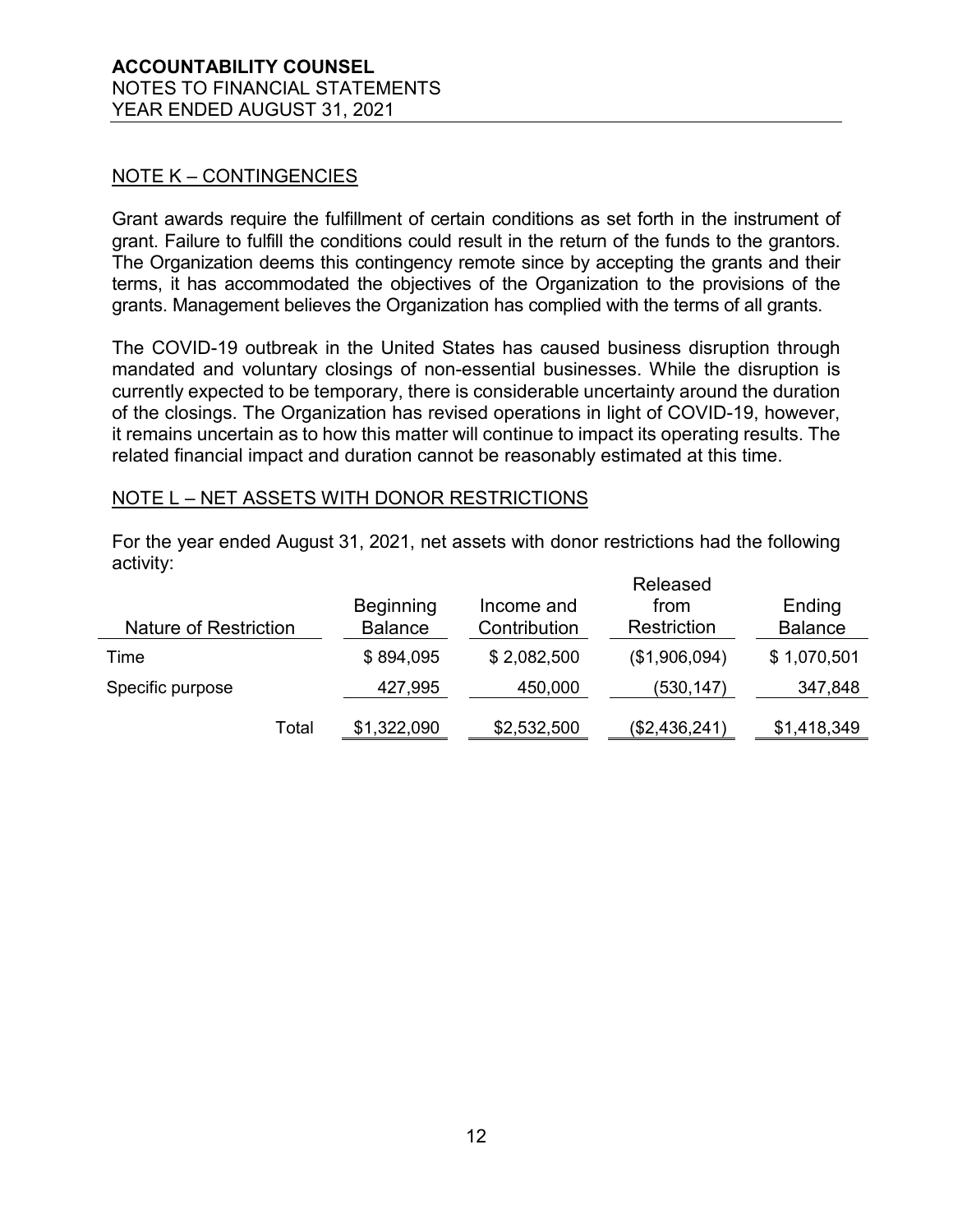## NOTE K – CONTINGENCIES

Grant awards require the fulfillment of certain conditions as set forth in the instrument of grant. Failure to fulfill the conditions could result in the return of the funds to the grantors. The Organization deems this contingency remote since by accepting the grants and their terms, it has accommodated the objectives of the Organization to the provisions of the grants. Management believes the Organization has complied with the terms of all grants.

The COVID-19 outbreak in the United States has caused business disruption through mandated and voluntary closings of non-essential businesses. While the disruption is currently expected to be temporary, there is considerable uncertainty around the duration of the closings. The Organization has revised operations in light of COVID-19, however, it remains uncertain as to how this matter will continue to impact its operating results. The related financial impact and duration cannot be reasonably estimated at this time.

## NOTE L – NET ASSETS WITH DONOR RESTRICTIONS

For the year ended August 31, 2021, net assets with donor restrictions had the following activity:

| Nature of Restriction | Beginning Balance | Income and Contribution | Released from Restriction | Ending Balance |
|---|---|---|---|---|
| Time | $ 894,095 | $ 2,082,500 | ($1,906,094) | $ 1,070,501 |
| Specific purpose | 427,995 | 450,000 | (530,147) | 347,848 |
| Total | $1,322,090 | $2,532,500 | ($2,436,241) | $1,418,349 |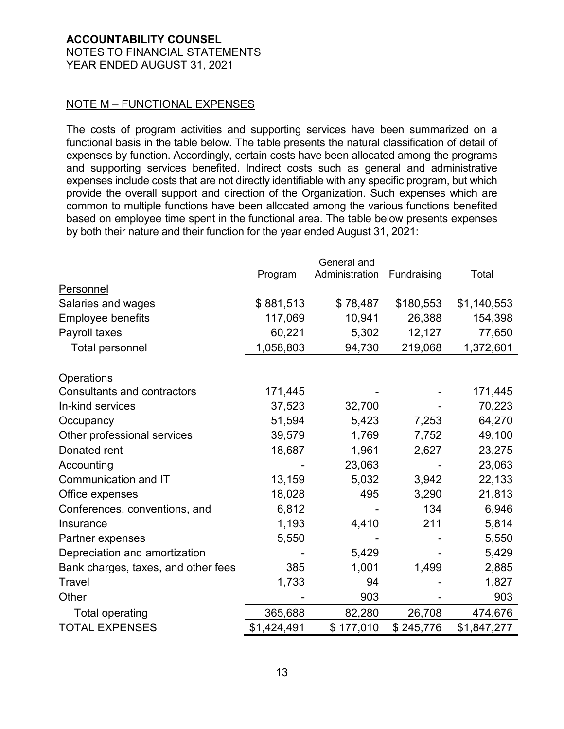## NOTE M – FUNCTIONAL EXPENSES

The costs of program activities and supporting services have been summarized on a functional basis in the table below. The table presents the natural classification of detail of expenses by function. Accordingly, certain costs have been allocated among the programs and supporting services benefited. Indirect costs such as general and administrative expenses include costs that are not directly identifiable with any specific program, but which provide the overall support and direction of the Organization. Such expenses which are common to multiple functions have been allocated among the various functions benefited based on employee time spent in the functional area. The table below presents expenses by both their nature and their function for the year ended August 31, 2021:

| | Program | General and Administration | Fundraising | Total |
|---|---|---|---|---|
| **Personnel** | | | | |
| Salaries and wages | $ 881,513 | $ 78,487 | $180,553 | $1,140,553 |
| Employee benefits | 117,069 | 10,941 | 26,388 | 154,398 |
| Payroll taxes | 60,221 | 5,302 | 12,127 | 77,650 |
| Total personnel | 1,058,803 | 94,730 | 219,068 | 1,372,601 |
| **Operations** | | | | |
| Consultants and contractors | 171,445 | - | - | 171,445 |
| In-kind services | 37,523 | 32,700 | - | 70,223 |
| Occupancy | 51,594 | 5,423 | 7,253 | 64,270 |
| Other professional services | 39,579 | 1,769 | 7,752 | 49,100 |
| Donated rent | 18,687 | 1,961 | 2,627 | 23,275 |
| Accounting | - | 23,063 | - | 23,063 |
| Communication and IT | 13,159 | 5,032 | 3,942 | 22,133 |
| Office expenses | 18,028 | 495 | 3,290 | 21,813 |
| Conferences, conventions, and | 6,812 | - | 134 | 6,946 |
| Insurance | 1,193 | 4,410 | 211 | 5,814 |
| Partner expenses | 5,550 | - | - | 5,550 |
| Depreciation and amortization | - | 5,429 | - | 5,429 |
| Bank charges, taxes, and other fees | 385 | 1,001 | 1,499 | 2,885 |
| Travel | 1,733 | 94 | - | 1,827 |
| Other | - | 903 | - | 903 |
| Total operating | 365,688 | 82,280 | 26,708 | 474,676 |
| TOTAL EXPENSES | $1,424,491 | $ 177,010 | $ 245,776 | $1,847,277 |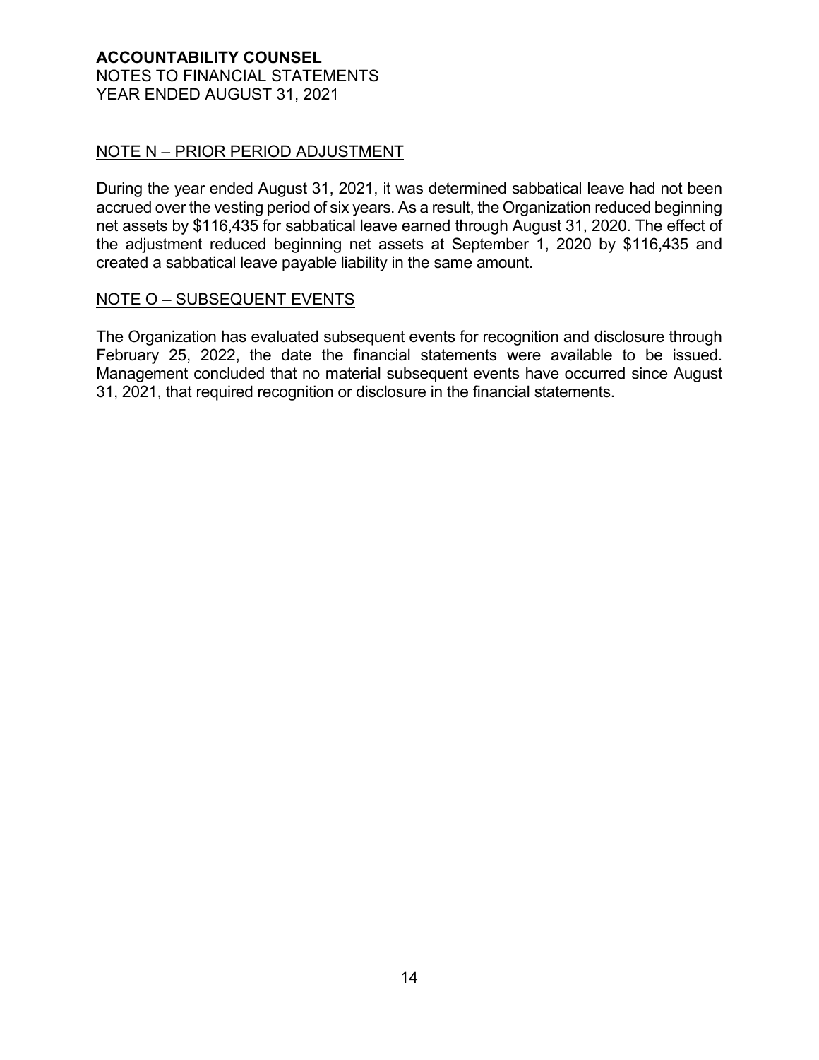## NOTE N – PRIOR PERIOD ADJUSTMENT

During the year ended August 31, 2021, it was determined sabbatical leave had not been accrued over the vesting period of six years. As a result, the Organization reduced beginning net assets by $116,435 for sabbatical leave earned through August 31, 2020. The effect of the adjustment reduced beginning net assets at September 1, 2020 by $116,435 and created a sabbatical leave payable liability in the same amount.

## NOTE O – SUBSEQUENT EVENTS

The Organization has evaluated subsequent events for recognition and disclosure through February 25, 2022, the date the financial statements were available to be issued. Management concluded that no material subsequent events have occurred since August 31, 2021, that required recognition or disclosure in the financial statements.